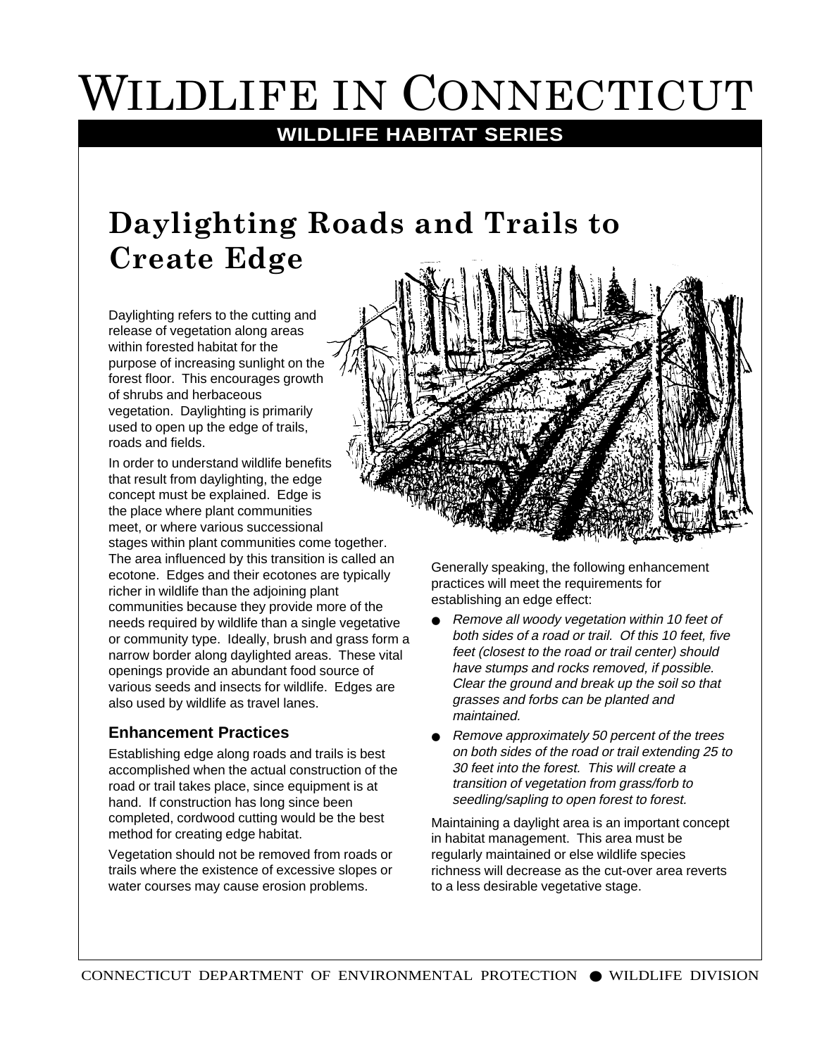# Wildlife in Connecticut

**WILDLIFE HABITAT SERIES**

## Daylighting Roads and Trails to Create Edge

Daylighting refers to the cutting and release of vegetation along areas within forested habitat for the purpose of increasing sunlight on the forest floor. This encourages growth of shrubs and herbaceous vegetation. Daylighting is primarily used to open up the edge of trails, roads and fields.

In order to understand wildlife benefits that result from daylighting, the edge concept must be explained. Edge is the place where plant communities meet, or where various successional stages within plant communities come together. The area influenced by this transition is called an ecotone. Edges and their ecotones are typically richer in wildlife than the adjoining plant communities because they provide more of the needs required by wildlife than a single vegetative or community type. Ideally, brush and grass form a narrow border along daylighted areas. These vital openings provide an abundant food source of various seeds and insects for wildlife. Edges are also used by wildlife as travel lanes.

### Enhancement Practices

Establishing edge along roads and trails is best accomplished when the actual construction of the road or trail takes place, since equipment is at hand. If construction has long since been completed, cordwood cutting would be the best method for creating edge habitat.

Vegetation should not be removed from roads or trails where the existence of excessive slopes or water courses may cause erosion problems.

Generally speaking, the following enhancement practices will meet the requirements for establishing an edge effect:

- *Remove all woody vegetation within 10 feet of both sides of a road or trail. Of this 10 feet, five feet (closest to the road or trail center) should have stumps and rocks removed, if possible. Clear the ground and break up the soil so that grasses and forbs can be planted and maintained.*
- *Remove approximately 50 percent of the trees on both sides of the road or trail extending 25 to 30 feet into the forest. This will create a transition of vegetation from grass/forb to seedling/sapling to open forest to forest.*

Maintaining a daylight area is an important concept in habitat management. This area must be regularly maintained or else wildlife species richness will decrease as the cut-over area reverts to a less desirable vegetative stage.

CONNECTICUT DEPARTMENT OF ENVIRONMENTAL PROTECTION ● WILDLIFE DIVISION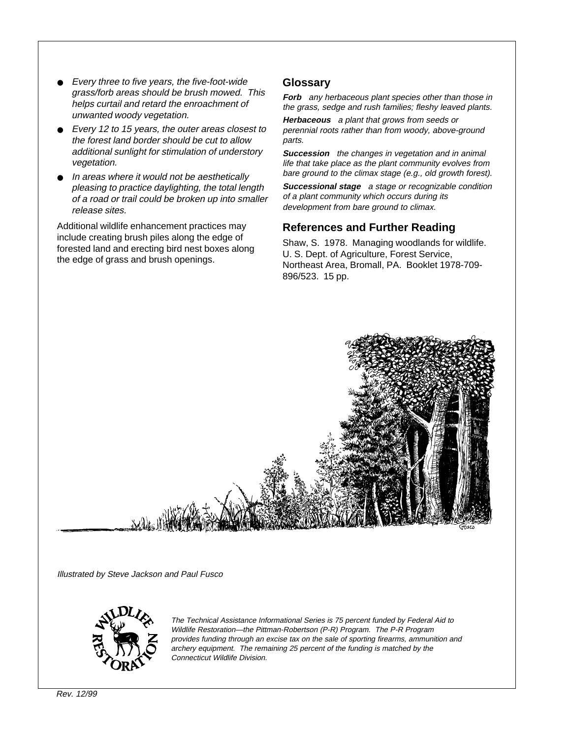- *Every three to five years, the five-foot-wide grass/forb areas should be brush mowed. This helps curtail and retard the enroachment of unwanted woody vegetation.*
- *Every 12 to 15 years, the outer areas closest to the forest land border should be cut to allow additional sunlight for stimulation of understory vegetation.*
- *In areas where it would not be aesthetically pleasing to practice daylighting, the total length of a road or trail could be broken up into smaller release sites.*

Additional wildlife enhancement practices may include creating brush piles along the edge of forested land and erecting bird nest boxes along the edge of grass and brush openings.

## Glossary

***Forb*** *any herbaceous plant species other than those in the grass, sedge and rush families; fleshy leaved plants.*

***Herbaceous*** *a plant that grows from seeds or perennial roots rather than from woody, above-ground parts.*

***Succession*** *the changes in vegetation and in animal life that take place as the plant community evolves from bare ground to the climax stage (e.g., old growth forest).*

***Successional stage*** *a stage or recognizable condition of a plant community which occurs during its development from bare ground to climax.*

## References and Further Reading

Shaw, S. 1978. Managing woodlands for wildlife. U. S. Dept. of Agriculture, Forest Service, Northeast Area, Bromall, PA. Booklet 1978-709-896/523. 15 pp.

*Illustrated by Steve Jackson and Paul Fusco*

*The Technical Assistance Informational Series is 75 percent funded by Federal Aid to Wildlife Restoration—the Pittman-Robertson (P-R) Program. The P-R Program provides funding through an excise tax on the sale of sporting firearms, ammunition and archery equipment. The remaining 25 percent of the funding is matched by the Connecticut Wildlife Division.*

*Rev. 12/99*